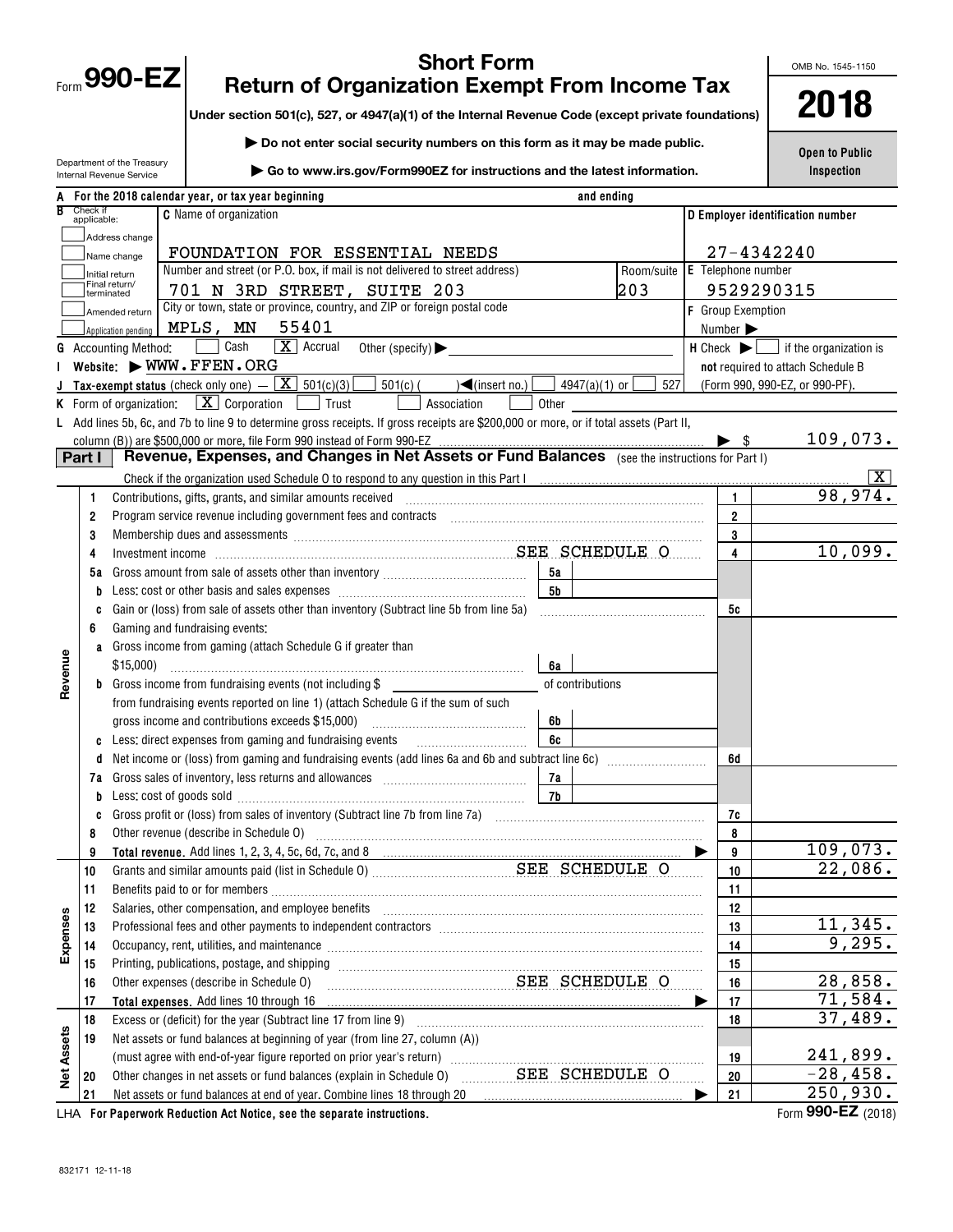Form **990-EZ**

Department of the Treasury
Internal Revenue Service

# Short Form
# Return of Organization Exempt From Income Tax

**Under section 501(c), 527, or 4947(a)(1) of the Internal Revenue Code (except private foundations)**

▶ **Do not enter social security numbers on this form as it may be made public.**

▶ **Go to www.irs.gov/Form990EZ for instructions and the latest information.**

OMB No. 1545-1150

**2018**

**Open to Public Inspection**

**A** For the 2018 calendar year, or tax year beginning                      and ending

**B** Check if applicable:
- [ ] Address change
- [ ] Name change
- [ ] Initial return
- [ ] Final return/terminated
- [ ] Amended return
- [ ] Application pending

**C** Name of organization: FOUNDATION FOR ESSENTIAL NEEDS

Number and street (or P.O. box, if mail is not delivered to street address): 701 N 3RD STREET, SUITE 203 — Room/suite: 203

City or town, state or province, country, and ZIP or foreign postal code: MPLS, MN 55401

**D** Employer identification number: 27-4342240

**E** Telephone number: 9529290315

**F** Group Exemption Number ▶

**G** Accounting Method: [ ] Cash [X] Accrual Other (specify) ▶

**H** Check ▶ [ ] if the organization is **not** required to attach Schedule B (Form 990, 990-EZ, or 990-PF).

**I** Website: ▶ WWW.FFEN.ORG

**J** Tax-exempt status (check only one) — [X] 501(c)(3) [ ] 501(c) ( ) ◀(insert no.) [ ] 4947(a)(1) or [ ] 527

**K** Form of organization: [X] Corporation [ ] Trust [ ] Association [ ] Other

**L** Add lines 5b, 6c, and 7b to line 9 to determine gross receipts. If gross receipts are $200,000 or more, or if total assets (Part II, column (B)) are $500,000 or more, file Form 990 instead of Form 990-EZ ▶ $ 109,073.

## Part I — Revenue, Expenses, and Changes in Net Assets or Fund Balances (see the instructions for Part I)

Check if the organization used Schedule O to respond to any question in this Part I [X]

| Section | Line | Description | Sub-line | Sub-amount | Line | Amount |
|---|---|---|---|---|---|---|
| Revenue | 1 | Contributions, gifts, grants, and similar amounts received | | | 1 | 98,974. |
| | 2 | Program service revenue including government fees and contracts | | | 2 | |
| | 3 | Membership dues and assessments | | | 3 | |
| | 4 | Investment income SEE SCHEDULE O | | | 4 | 10,099. |
| | 5a | Gross amount from sale of assets other than inventory | 5a | | | |
| | b | Less: cost or other basis and sales expenses | 5b | | | |
| | c | Gain or (loss) from sale of assets other than inventory (Subtract line 5b from line 5a) | | | 5c | |
| | 6 | Gaming and fundraising events: | | | | |
| | a | Gross income from gaming (attach Schedule G if greater than $15,000) | 6a | | | |
| | b | Gross income from fundraising events (not including $ ______ of contributions from fundraising events reported on line 1) (attach Schedule G if the sum of such gross income and contributions exceeds $15,000) | 6b | | | |
| | c | Less: direct expenses from gaming and fundraising events | 6c | | | |
| | d | Net income or (loss) from gaming and fundraising events (add lines 6a and 6b and subtract line 6c) | | | 6d | |
| | 7a | Gross sales of inventory, less returns and allowances | 7a | | | |
| | b | Less: cost of goods sold | 7b | | | |
| | c | Gross profit or (loss) from sales of inventory (Subtract line 7b from line 7a) | | | 7c | |
| | 8 | Other revenue (describe in Schedule O) | | | 8 | |
| | 9 | **Total revenue.** Add lines 1, 2, 3, 4, 5c, 6d, 7c, and 8 ▶ | | | 9 | 109,073. |
| Expenses | 10 | Grants and similar amounts paid (list in Schedule O) SEE SCHEDULE O | | | 10 | 22,086. |
| | 11 | Benefits paid to or for members | | | 11 | |
| | 12 | Salaries, other compensation, and employee benefits | | | 12 | |
| | 13 | Professional fees and other payments to independent contractors | | | 13 | 11,345. |
| | 14 | Occupancy, rent, utilities, and maintenance | | | 14 | 9,295. |
| | 15 | Printing, publications, postage, and shipping | | | 15 | |
| | 16 | Other expenses (describe in Schedule O) SEE SCHEDULE O | | | 16 | 28,858. |
| | 17 | **Total expenses.** Add lines 10 through 16 ▶ | | | 17 | 71,584. |
| Net Assets | 18 | Excess or (deficit) for the year (Subtract line 17 from line 9) | | | 18 | 37,489. |
| | 19 | Net assets or fund balances at beginning of year (from line 27, column (A)) (must agree with end-of-year figure reported on prior year's return) | | | 19 | 241,899. |
| | 20 | Other changes in net assets or fund balances (explain in Schedule O) SEE SCHEDULE O | | | 20 | -28,458. |
| | 21 | Net assets or fund balances at end of year. Combine lines 18 through 20 ▶ | | | 21 | 250,930. |

LHA **For Paperwork Reduction Act Notice, see the separate instructions.**

Form **990-EZ** (2018)

832171 12-11-18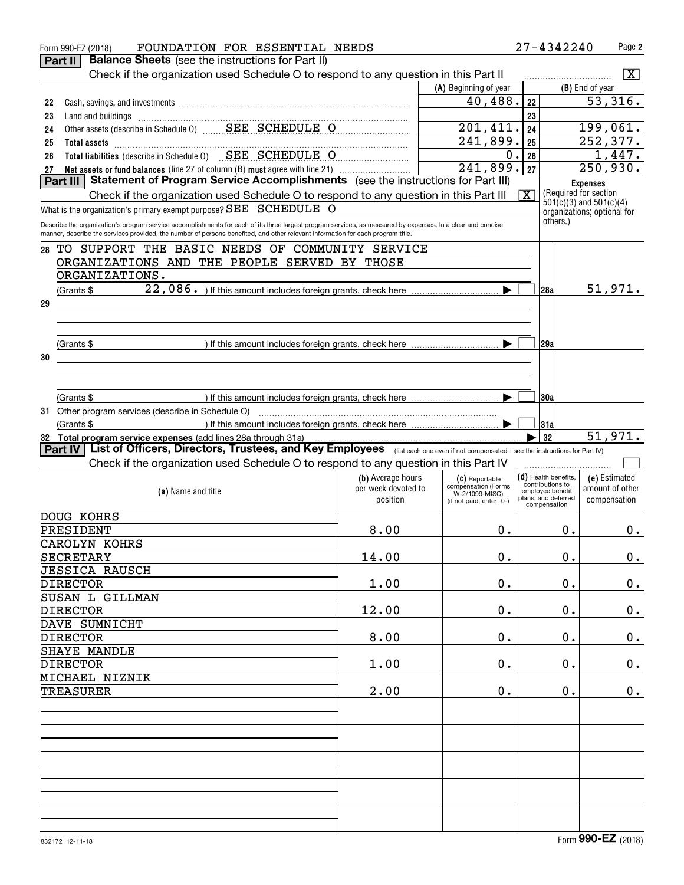Form 990-EZ (2018) FOUNDATION FOR ESSENTIAL NEEDS 27-4342240 Page **2**

## Part II Balance Sheets (see the instructions for Part II)

Check if the organization used Schedule O to respond to any question in this Part II [X]

| | | (A) Beginning of year | | (B) End of year |
|---|---|---|---|---|
| 22 | Cash, savings, and investments | 40,488. | 22 | 53,316. |
| 23 | Land and buildings | | 23 | |
| 24 | Other assets (describe in Schedule O) SEE SCHEDULE O | 201,411. | 24 | 199,061. |
| 25 | **Total assets** | 241,899. | 25 | 252,377. |
| 26 | **Total liabilities** (describe in Schedule O) SEE SCHEDULE O | 0. | 26 | 1,447. |
| 27 | **Net assets or fund balances** (line 27 of column (B) **must** agree with line 21) | 241,899. | 27 | 250,930. |

## Part III Statement of Program Service Accomplishments (see the instructions for Part III)

Check if the organization used Schedule O to respond to any question in this Part III [X]

What is the organization's primary exempt purpose? SEE SCHEDULE O

Describe the organization's program service accomplishments for each of its three largest program services, as measured by expenses. In a clear and concise manner, describe the services provided, the number of persons benefited, and other relevant information for each program title.

**Expenses** (Required for section 501(c)(3) and 501(c)(4) organizations; optional for others.)

| | | | |
|---|---|---|---|
| 28 | TO SUPPORT THE BASIC NEEDS OF COMMUNITY SERVICE ORGANIZATIONS AND THE PEOPLE SERVED BY THOSE ORGANIZATIONS. (Grants $ 22,086. ) If this amount includes foreign grants, check here [ ] | 28a | 51,971. |
| 29 | (Grants $ ) If this amount includes foreign grants, check here [ ] | 29a | |
| 30 | (Grants $ ) If this amount includes foreign grants, check here [ ] | 30a | |
| 31 | Other program services (describe in Schedule O) (Grants $ ) If this amount includes foreign grants, check here [ ] | 31a | |
| 32 | **Total program service expenses** (add lines 28a through 31a) | 32 | 51,971. |

## Part IV List of Officers, Directors, Trustees, and Key Employees (list each one even if not compensated - see the instructions for Part IV)

Check if the organization used Schedule O to respond to any question in this Part IV [ ]

| (a) Name and title | (b) Average hours per week devoted to position | (c) Reportable compensation (Forms W-2/1099-MISC) (if not paid, enter -0-) | (d) Health benefits, contributions to employee benefit plans, and deferred compensation | (e) Estimated amount of other compensation |
|---|---|---|---|---|
| DOUG KOHRS<br>PRESIDENT | 8.00 | 0. | 0. | 0. |
| CAROLYN KOHRS<br>SECRETARY | 14.00 | 0. | 0. | 0. |
| JESSICA RAUSCH<br>DIRECTOR | 1.00 | 0. | 0. | 0. |
| SUSAN L GILLMAN<br>DIRECTOR | 12.00 | 0. | 0. | 0. |
| DAVE SUMNICHT<br>DIRECTOR | 8.00 | 0. | 0. | 0. |
| SHAYE MANDLE<br>DIRECTOR | 1.00 | 0. | 0. | 0. |
| MICHAEL NIZNIK<br>TREASURER | 2.00 | 0. | 0. | 0. |

832172 12-11-18 Form **990-EZ** (2018)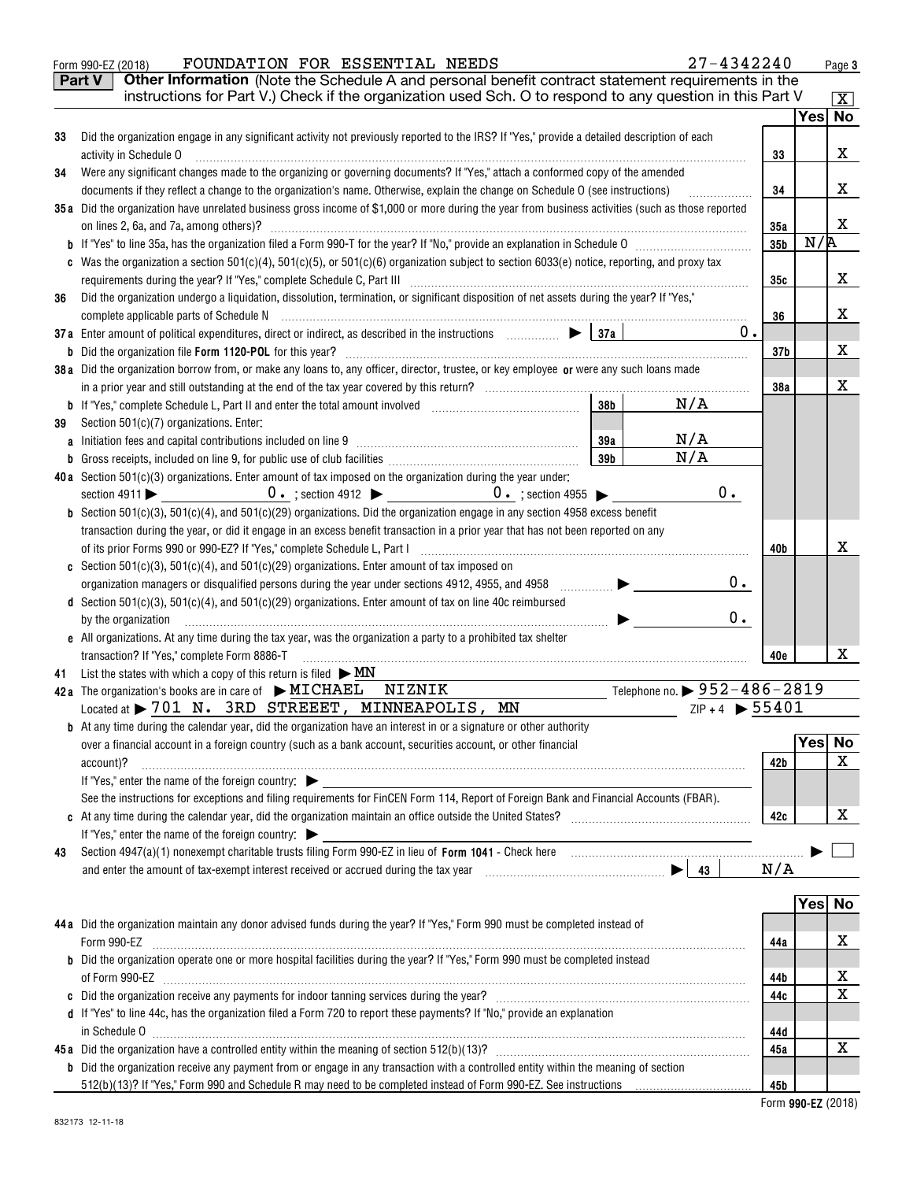Form 990-EZ (2018) FOUNDATION FOR ESSENTIAL NEEDS 27-4342240

**Part V** **Other Information** (Note the Schedule A and personal benefit contract statement requirements in the instructions for Part V.) Check if the organization used Sch. O to respond to any question in this Part V [X]

| | | | Yes | No |
|---|---|---|---|---|
| 33 | Did the organization engage in any significant activity not previously reported to the IRS? If "Yes," provide a detailed description of each activity in Schedule O | 33 | | X |
| 34 | Were any significant changes made to the organizing or governing documents? If "Yes," attach a conformed copy of the amended documents if they reflect a change to the organization's name. Otherwise, explain the change on Schedule O (see instructions) | 34 | | X |
| 35a | Did the organization have unrelated business gross income of $1,000 or more during the year from business activities (such as those reported on lines 2, 6a, and 7a, among others)? | 35a | | X |
| b | If "Yes" to line 35a, has the organization filed a Form 990-T for the year? If "No," provide an explanation in Schedule O | 35b | N/A | |
| c | Was the organization a section 501(c)(4), 501(c)(5), or 501(c)(6) organization subject to section 6033(e) notice, reporting, and proxy tax requirements during the year? If "Yes," complete Schedule C, Part III | 35c | | X |
| 36 | Did the organization undergo a liquidation, dissolution, termination, or significant disposition of net assets during the year? If "Yes," complete applicable parts of Schedule N | 36 | | X |
| 37a | Enter amount of political expenditures, direct or indirect, as described in the instructions ▶ 37a 0. | | | |
| b | Did the organization file **Form 1120-POL** for this year? | 37b | | X |
| 38a | Did the organization borrow from, or make any loans to, any officer, director, trustee, or key employee **or** were any such loans made in a prior year and still outstanding at the end of the tax year covered by this return? | 38a | | X |
| b | If "Yes," complete Schedule L, Part II and enter the total amount involved 38b N/A | | | |
| 39 | Section 501(c)(7) organizations. Enter: | | | |
| a | Initiation fees and capital contributions included on line 9 39a N/A | | | |
| b | Gross receipts, included on line 9, for public use of club facilities 39b N/A | | | |
| 40a | Section 501(c)(3) organizations. Enter amount of tax imposed on the organization during the year under: section 4911 ▶ 0. ; section 4912 ▶ 0. ; section 4955 ▶ 0. | | | |
| b | Section 501(c)(3), 501(c)(4), and 501(c)(29) organizations. Did the organization engage in any section 4958 excess benefit transaction during the year, or did it engage in an excess benefit transaction in a prior year that has not been reported on any of its prior Forms 990 or 990-EZ? If "Yes," complete Schedule L, Part I | 40b | | X |
| c | Section 501(c)(3), 501(c)(4), and 501(c)(29) organizations. Enter amount of tax imposed on organization managers or disqualified persons during the year under sections 4912, 4955, and 4958 ▶ 0. | | | |
| d | Section 501(c)(3), 501(c)(4), and 501(c)(29) organizations. Enter amount of tax on line 40c reimbursed by the organization ▶ 0. | | | |
| e | All organizations. At any time during the tax year, was the organization a party to a prohibited tax shelter transaction? If "Yes," complete Form 8886-T | 40e | | X |

41 List the states with which a copy of this return is filed ▶ MN

42a The organization's books are in care of ▶ MICHAEL NIZNIK Telephone no. ▶ 952-486-2819
Located at ▶ 701 N. 3RD STREEET, MINNEAPOLIS, MN ZIP + 4 ▶ 55401

| | | | Yes | No |
|---|---|---|---|---|
| b | At any time during the calendar year, did the organization have an interest in or a signature or other authority over a financial account in a foreign country (such as a bank account, securities account, or other financial account)? If "Yes," enter the name of the foreign country: ▶ See the instructions for exceptions and filing requirements for FinCEN Form 114, Report of Foreign Bank and Financial Accounts (FBAR). | 42b | | X |
| c | At any time during the calendar year, did the organization maintain an office outside the United States? If "Yes," enter the name of the foreign country: ▶ | 42c | | X |

43 Section 4947(a)(1) nonexempt charitable trusts filing Form 990-EZ in lieu of **Form 1041** - Check here ▶ [ ] and enter the amount of tax-exempt interest received or accrued during the tax year ▶ 43 N/A

| | | | Yes | No |
|---|---|---|---|---|
| 44a | Did the organization maintain any donor advised funds during the year? If "Yes," Form 990 must be completed instead of Form 990-EZ | 44a | | X |
| b | Did the organization operate one or more hospital facilities during the year? If "Yes," Form 990 must be completed instead of Form 990-EZ | 44b | | X |
| c | Did the organization receive any payments for indoor tanning services during the year? | 44c | | X |
| d | If "Yes" to line 44c, has the organization filed a Form 720 to report these payments? If "No," provide an explanation in Schedule O | 44d | | |
| 45a | Did the organization have a controlled entity within the meaning of section 512(b)(13)? | 45a | | X |
| b | Did the organization receive any payment from or engage in any transaction with a controlled entity within the meaning of section 512(b)(13)? If "Yes," Form 990 and Schedule R may need to be completed instead of Form 990-EZ. See instructions | 45b | | |

Form **990-EZ** (2018)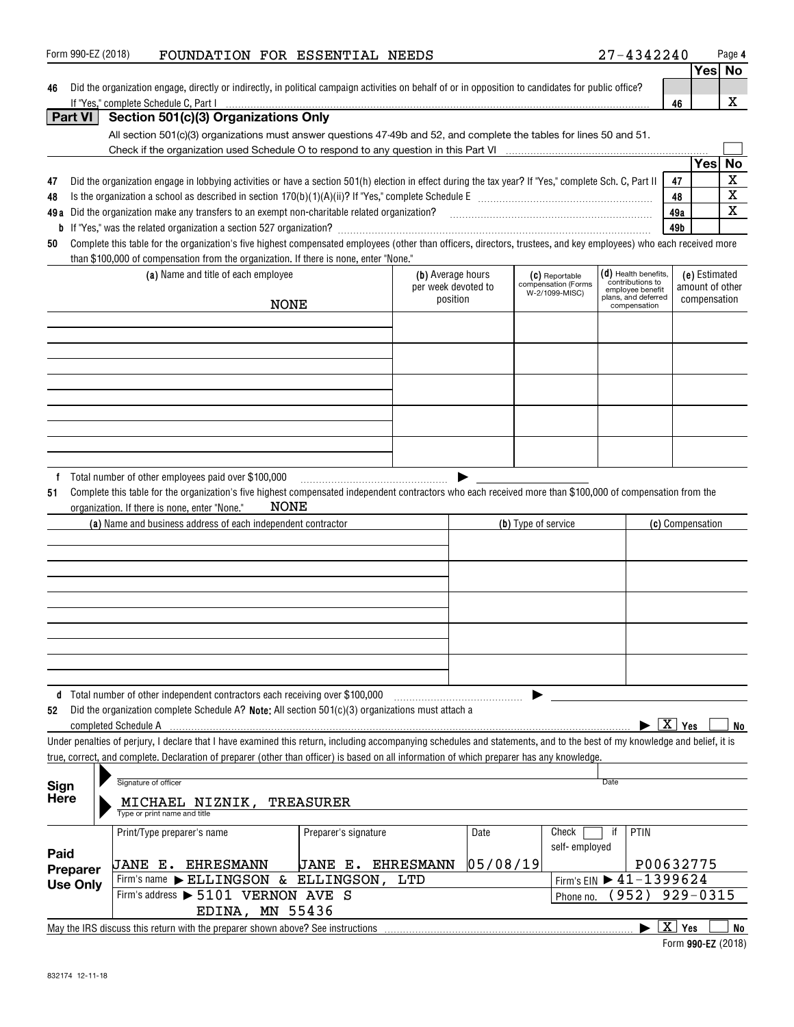Form 990-EZ (2018) FOUNDATION FOR ESSENTIAL NEEDS 27-4342240 Page 4

| | | Yes | No |
|---|---|---|---|
| 46 Did the organization engage, directly or indirectly, in political campaign activities on behalf of or in opposition to candidates for public office? If "Yes," complete Schedule C, Part I | 46 | | X |

## Part VI Section 501(c)(3) Organizations Only

All section 501(c)(3) organizations must answer questions 47-49b and 52, and complete the tables for lines 50 and 51.

Check if the organization used Schedule O to respond to any question in this Part VI ☐

| | | Yes | No |
|---|---|---|---|
| 47 Did the organization engage in lobbying activities or have a section 501(h) election in effect during the tax year? If "Yes," complete Sch. C, Part II | 47 | | X |
| 48 Is the organization a school as described in section 170(b)(1)(A)(ii)? If "Yes," complete Schedule E | 48 | | X |
| 49a Did the organization make any transfers to an exempt non-charitable related organization? | 49a | | X |
| b If "Yes," was the related organization a section 527 organization? | 49b | | |

50 Complete this table for the organization's five highest compensated employees (other than officers, directors, trustees, and key employees) who each received more than $100,000 of compensation from the organization. If there is none, enter "None."

| (a) Name and title of each employee | (b) Average hours per week devoted to position | (c) Reportable compensation (Forms W-2/1099-MISC) | (d) Health benefits, contributions to employee benefit plans, and deferred compensation | (e) Estimated amount of other compensation |
|---|---|---|---|---|
| NONE | | | | |
| | | | | |
| | | | | |
| | | | | |
| | | | | |

f Total number of other employees paid over $100,000 ▶

51 Complete this table for the organization's five highest compensated independent contractors who each received more than $100,000 of compensation from the organization. If there is none, enter "None." NONE

| (a) Name and business address of each independent contractor | (b) Type of service | (c) Compensation |
|---|---|---|
| | | |
| | | |
| | | |
| | | |
| | | |

d Total number of other independent contractors each receiving over $100,000 ▶

52 Did the organization complete Schedule A? **Note:** All section 501(c)(3) organizations must attach a completed Schedule A ▶ ☒ Yes ☐ No

Under penalties of perjury, I declare that I have examined this return, including accompanying schedules and statements, and to the best of my knowledge and belief, it is true, correct, and complete. Declaration of preparer (other than officer) is based on all information of which preparer has any knowledge.

**Sign Here**

Signature of officer | Date

MICHAEL NIZNIK, TREASURER
Type or print name and title

**Paid Preparer Use Only**

| Print/Type preparer's name | Preparer's signature | Date | Check ☐ if self-employed | PTIN |
|---|---|---|---|---|
| JANE E. EHRESMANN | JANE E. EHRESMANN | 05/08/19 | | P00632775 |
| Firm's name ▶ ELLINGSON & ELLINGSON, LTD | | | Firm's EIN ▶ 41-1399624 | |
| Firm's address ▶ 5101 VERNON AVE S, EDINA, MN 55436 | | | Phone no. (952) 929-0315 | |

May the IRS discuss this return with the preparer shown above? See instructions ▶ ☒ Yes ☐ No

Form **990-EZ** (2018)

832174 12-11-18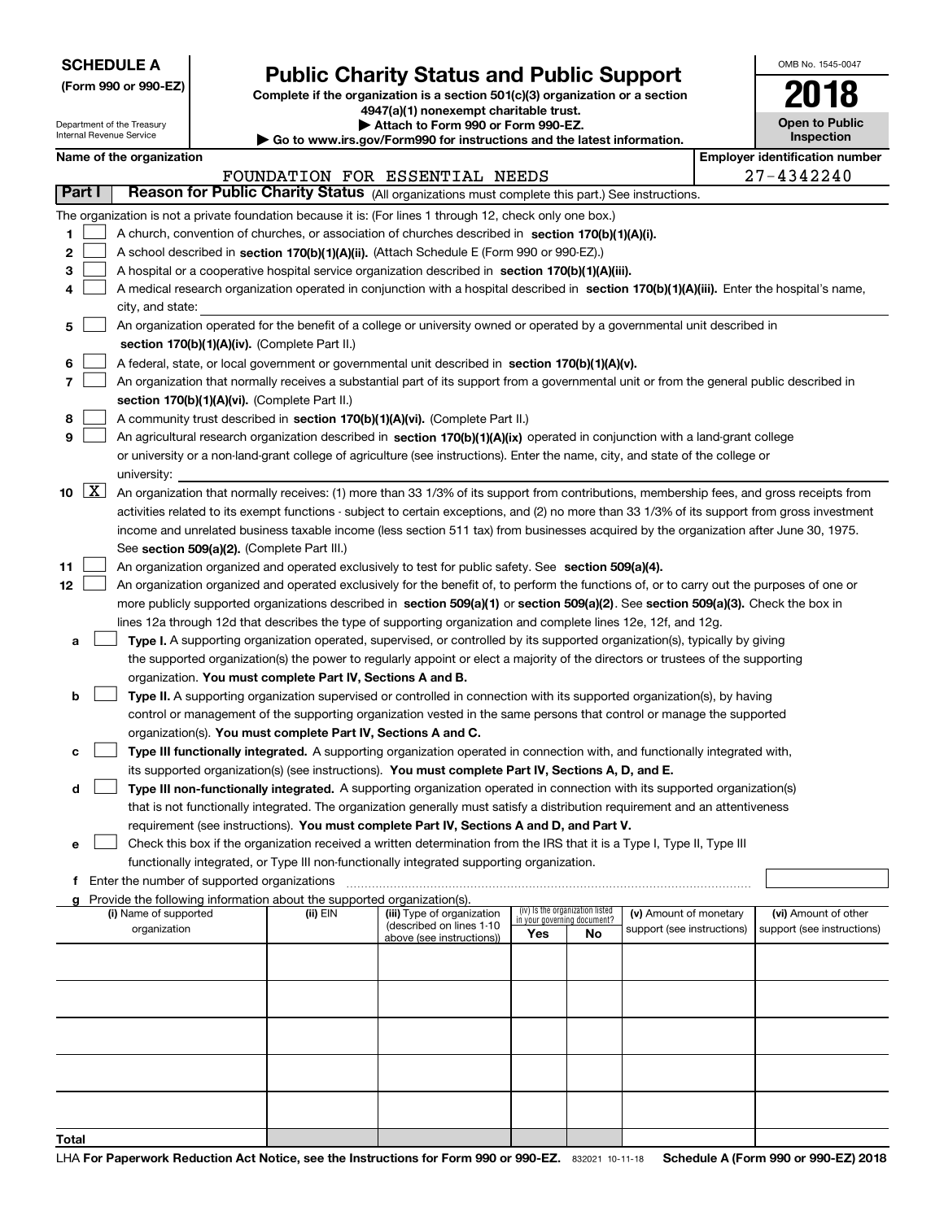**SCHEDULE A**
**(Form 990 or 990-EZ)**

Department of the Treasury
Internal Revenue Service

# Public Charity Status and Public Support

**Complete if the organization is a section 501(c)(3) organization or a section 4947(a)(1) nonexempt charitable trust.**
**▶ Attach to Form 990 or Form 990-EZ.**
**▶ Go to www.irs.gov/Form990 for instructions and the latest information.**

OMB No. 1545-0047
**2018**
**Open to Public Inspection**

**Name of the organization:** FOUNDATION FOR ESSENTIAL NEEDS
**Employer identification number:** 27-4342240

## Part I — Reason for Public Charity Status (All organizations must complete this part.) See instructions.

The organization is not a private foundation because it is: (For lines 1 through 12, check only one box.)

1. [ ] A church, convention of churches, or association of churches described in **section 170(b)(1)(A)(i).**
2. [ ] A school described in **section 170(b)(1)(A)(ii).** (Attach Schedule E (Form 990 or 990-EZ).)
3. [ ] A hospital or a cooperative hospital service organization described in **section 170(b)(1)(A)(iii).**
4. [ ] A medical research organization operated in conjunction with a hospital described in **section 170(b)(1)(A)(iii).** Enter the hospital's name, city, and state:
5. [ ] An organization operated for the benefit of a college or university owned or operated by a governmental unit described in **section 170(b)(1)(A)(iv).** (Complete Part II.)
6. [ ] A federal, state, or local government or governmental unit described in **section 170(b)(1)(A)(v).**
7. [ ] An organization that normally receives a substantial part of its support from a governmental unit or from the general public described in **section 170(b)(1)(A)(vi).** (Complete Part II.)
8. [ ] A community trust described in **section 170(b)(1)(A)(vi).** (Complete Part II.)
9. [ ] An agricultural research organization described in **section 170(b)(1)(A)(ix)** operated in conjunction with a land-grant college or university or a non-land-grant college of agriculture (see instructions). Enter the name, city, and state of the college or university:
10. [X] An organization that normally receives: (1) more than 33 1/3% of its support from contributions, membership fees, and gross receipts from activities related to its exempt functions - subject to certain exceptions, and (2) no more than 33 1/3% of its support from gross investment income and unrelated business taxable income (less section 511 tax) from businesses acquired by the organization after June 30, 1975. See **section 509(a)(2).** (Complete Part III.)
11. [ ] An organization organized and operated exclusively to test for public safety. See **section 509(a)(4).**
12. [ ] An organization organized and operated exclusively for the benefit of, to perform the functions of, or to carry out the purposes of one or more publicly supported organizations described in **section 509(a)(1)** or **section 509(a)(2).** See **section 509(a)(3).** Check the box in lines 12a through 12d that describes the type of supporting organization and complete lines 12e, 12f, and 12g.
   - a [ ] **Type I.** A supporting organization operated, supervised, or controlled by its supported organization(s), typically by giving the supported organization(s) the power to regularly appoint or elect a majority of the directors or trustees of the supporting organization. **You must complete Part IV, Sections A and B.**
   - b [ ] **Type II.** A supporting organization supervised or controlled in connection with its supported organization(s), by having control or management of the supporting organization vested in the same persons that control or manage the supported organization(s). **You must complete Part IV, Sections A and C.**
   - c [ ] **Type III functionally integrated.** A supporting organization operated in connection with, and functionally integrated with, its supported organization(s) (see instructions). **You must complete Part IV, Sections A, D, and E.**
   - d [ ] **Type III non-functionally integrated.** A supporting organization operated in connection with its supported organization(s) that is not functionally integrated. The organization generally must satisfy a distribution requirement and an attentiveness requirement (see instructions). **You must complete Part IV, Sections A and D, and Part V.**
   - e [ ] Check this box if the organization received a written determination from the IRS that it is a Type I, Type II, Type III functionally integrated, or Type III non-functionally integrated supporting organization.
   - f Enter the number of supported organizations
   - g Provide the following information about the supported organization(s).

| (i) Name of supported organization | (ii) EIN | (iii) Type of organization (described on lines 1-10 above (see instructions)) | (iv) Is the organization listed in your governing document? Yes | No | (v) Amount of monetary support (see instructions) | (vi) Amount of other support (see instructions) |
|---|---|---|---|---|---|---|
| | | | | | | |
| | | | | | | |
| | | | | | | |
| | | | | | | |
| | | | | | | |
| **Total** | | | | | | |

LHA **For Paperwork Reduction Act Notice, see the Instructions for Form 990 or 990-EZ.** 832021 10-11-18 **Schedule A (Form 990 or 990-EZ) 2018**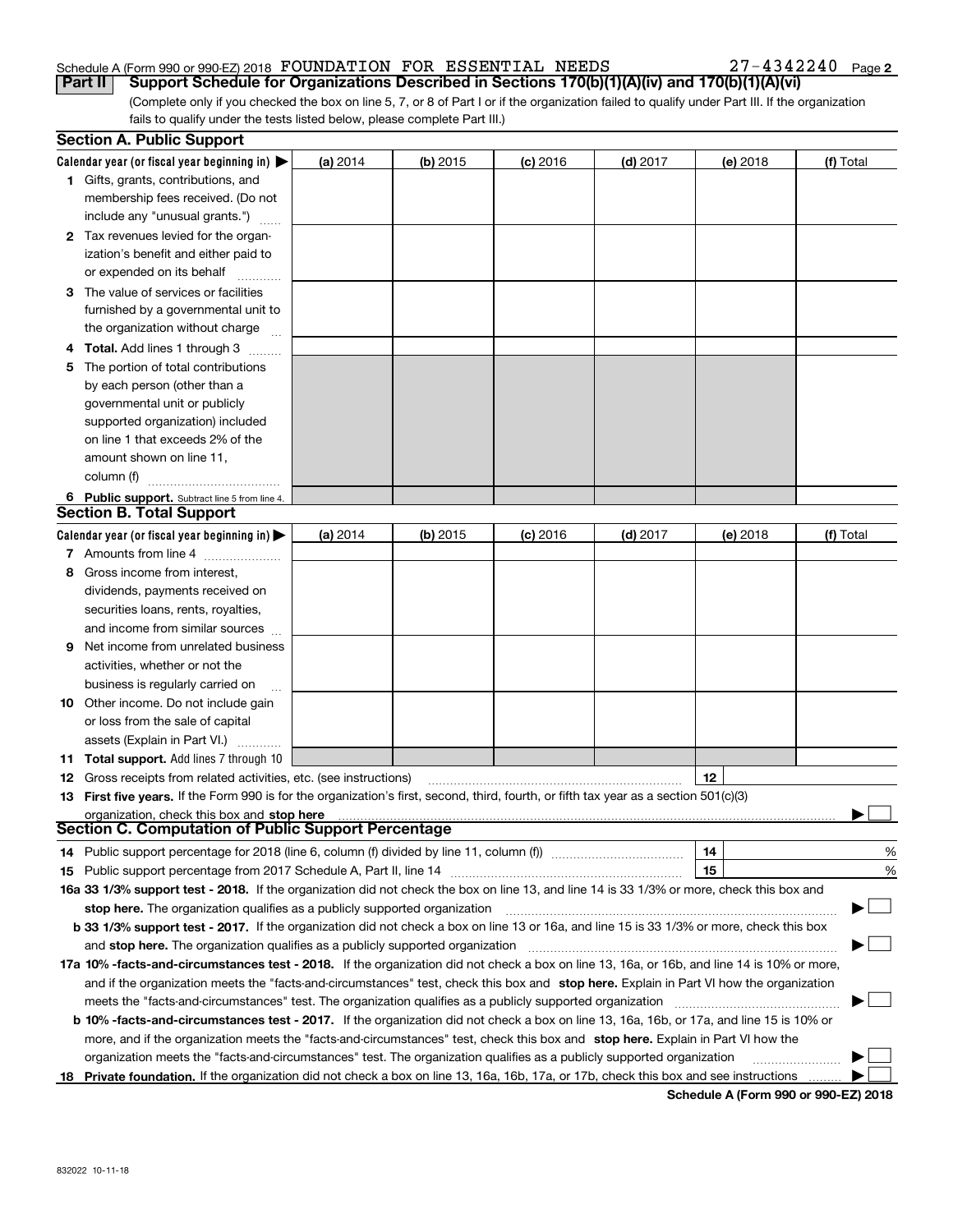Schedule A (Form 990 or 990-EZ) 2018 FOUNDATION FOR ESSENTIAL NEEDS 27-4342240 Page 2

**Part II Support Schedule for Organizations Described in Sections 170(b)(1)(A)(iv) and 170(b)(1)(A)(vi)**

(Complete only if you checked the box on line 5, 7, or 8 of Part I or if the organization failed to qualify under Part III. If the organization fails to qualify under the tests listed below, please complete Part III.)

## Section A. Public Support

| Calendar year (or fiscal year beginning in) ▶ | (a) 2014 | (b) 2015 | (c) 2016 | (d) 2017 | (e) 2018 | (f) Total |
|---|---|---|---|---|---|---|
| 1 Gifts, grants, contributions, and membership fees received. (Do not include any "unusual grants.") | | | | | | |
| 2 Tax revenues levied for the organization's benefit and either paid to or expended on its behalf | | | | | | |
| 3 The value of services or facilities furnished by a governmental unit to the organization without charge | | | | | | |
| 4 **Total.** Add lines 1 through 3 | | | | | | |
| 5 The portion of total contributions by each person (other than a governmental unit or publicly supported organization) included on line 1 that exceeds 2% of the amount shown on line 11, column (f) | | | | | | |
| 6 **Public support.** Subtract line 5 from line 4. | | | | | | |

## Section B. Total Support

| Calendar year (or fiscal year beginning in) ▶ | (a) 2014 | (b) 2015 | (c) 2016 | (d) 2017 | (e) 2018 | (f) Total |
|---|---|---|---|---|---|---|
| 7 Amounts from line 4 | | | | | | |
| 8 Gross income from interest, dividends, payments received on securities loans, rents, royalties, and income from similar sources | | | | | | |
| 9 Net income from unrelated business activities, whether or not the business is regularly carried on | | | | | | |
| 10 Other income. Do not include gain or loss from the sale of capital assets (Explain in Part VI.) | | | | | | |
| 11 **Total support.** Add lines 7 through 10 | | | | | | |

12 Gross receipts from related activities, etc. (see instructions) 12

13 **First five years.** If the Form 990 is for the organization's first, second, third, fourth, or fifth tax year as a section 501(c)(3) organization, check this box and **stop here** ▶ ☐

## Section C. Computation of Public Support Percentage

14 Public support percentage for 2018 (line 6, column (f) divided by line 11, column (f)) 14 %

15 Public support percentage from 2017 Schedule A, Part II, line 14 15 %

**16a 33 1/3% support test - 2018.** If the organization did not check the box on line 13, and line 14 is 33 1/3% or more, check this box and **stop here.** The organization qualifies as a publicly supported organization ▶ ☐

**b 33 1/3% support test - 2017.** If the organization did not check a box on line 13 or 16a, and line 15 is 33 1/3% or more, check this box and **stop here.** The organization qualifies as a publicly supported organization ▶ ☐

**17a 10% -facts-and-circumstances test - 2018.** If the organization did not check a box on line 13, 16a, or 16b, and line 14 is 10% or more, and if the organization meets the "facts-and-circumstances" test, check this box and **stop here.** Explain in Part VI how the organization meets the "facts-and-circumstances" test. The organization qualifies as a publicly supported organization ▶ ☐

**b 10% -facts-and-circumstances test - 2017.** If the organization did not check a box on line 13, 16a, 16b, or 17a, and line 15 is 10% or more, and if the organization meets the "facts-and-circumstances" test, check this box and **stop here.** Explain in Part VI how the organization meets the "facts-and-circumstances" test. The organization qualifies as a publicly supported organization ▶ ☐

**18 Private foundation.** If the organization did not check a box on line 13, 16a, 16b, 17a, or 17b, check this box and see instructions ▶ ☐

**Schedule A (Form 990 or 990-EZ) 2018**

832022 10-11-18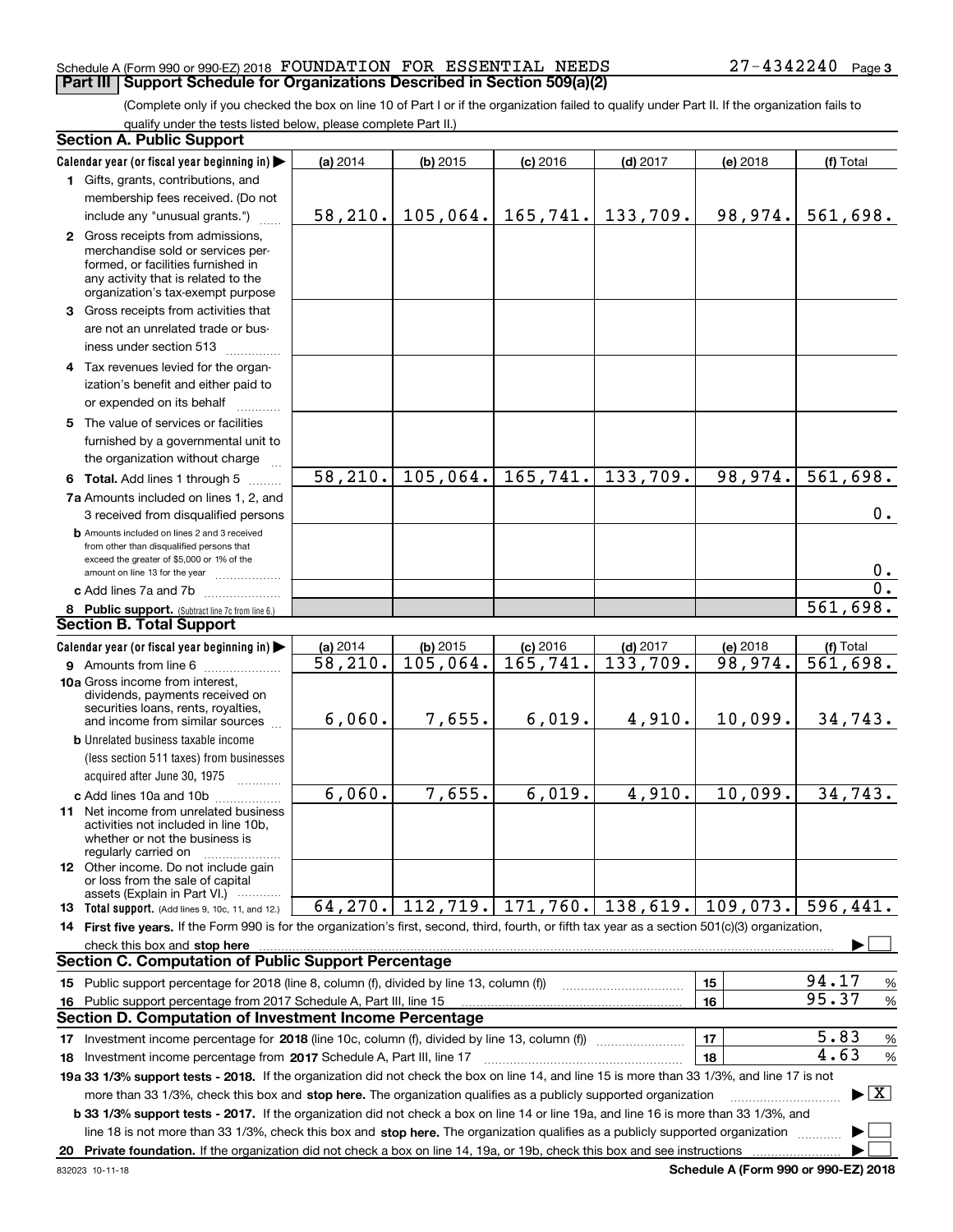Schedule A (Form 990 or 990-EZ) 2018 FOUNDATION FOR ESSENTIAL NEEDS 27-4342240

## Part III Support Schedule for Organizations Described in Section 509(a)(2)

(Complete only if you checked the box on line 10 of Part I or if the organization failed to qualify under Part II. If the organization fails to qualify under the tests listed below, please complete Part II.)

### Section A. Public Support

| Calendar year (or fiscal year beginning in) | (a) 2014 | (b) 2015 | (c) 2016 | (d) 2017 | (e) 2018 | (f) Total |
|---|---|---|---|---|---|---|
| 1 Gifts, grants, contributions, and membership fees received. (Do not include any "unusual grants.") | 58,210. | 105,064. | 165,741. | 133,709. | 98,974. | 561,698. |
| 2 Gross receipts from admissions, merchandise sold or services performed, or facilities furnished in any activity that is related to the organization's tax-exempt purpose | | | | | | |
| 3 Gross receipts from activities that are not an unrelated trade or business under section 513 | | | | | | |
| 4 Tax revenues levied for the organization's benefit and either paid to or expended on its behalf | | | | | | |
| 5 The value of services or facilities furnished by a governmental unit to the organization without charge | | | | | | |
| 6 Total. Add lines 1 through 5 | 58,210. | 105,064. | 165,741. | 133,709. | 98,974. | 561,698. |
| 7a Amounts included on lines 1, 2, and 3 received from disqualified persons | | | | | | 0. |
| b Amounts included on lines 2 and 3 received from other than disqualified persons that exceed the greater of $5,000 or 1% of the amount on line 13 for the year | | | | | | 0. |
| c Add lines 7a and 7b | | | | | | 0. |
| 8 Public support. (Subtract line 7c from line 6.) | | | | | | 561,698. |

### Section B. Total Support

| Calendar year (or fiscal year beginning in) | (a) 2014 | (b) 2015 | (c) 2016 | (d) 2017 | (e) 2018 | (f) Total |
|---|---|---|---|---|---|---|
| 9 Amounts from line 6 | 58,210. | 105,064. | 165,741. | 133,709. | 98,974. | 561,698. |
| 10a Gross income from interest, dividends, payments received on securities loans, rents, royalties, and income from similar sources | 6,060. | 7,655. | 6,019. | 4,910. | 10,099. | 34,743. |
| b Unrelated business taxable income (less section 511 taxes) from businesses acquired after June 30, 1975 | | | | | | |
| c Add lines 10a and 10b | 6,060. | 7,655. | 6,019. | 4,910. | 10,099. | 34,743. |
| 11 Net income from unrelated business activities not included in line 10b, whether or not the business is regularly carried on | | | | | | |
| 12 Other income. Do not include gain or loss from the sale of capital assets (Explain in Part VI.) | | | | | | |
| 13 Total support. (Add lines 9, 10c, 11, and 12.) | 64,270. | 112,719. | 171,760. | 138,619. | 109,073. | 596,441. |

14 First five years. If the Form 990 is for the organization's first, second, third, fourth, or fifth tax year as a section 501(c)(3) organization, check this box and stop here ☐

### Section C. Computation of Public Support Percentage

| | | | |
|---|---|---|---|
| 15 | Public support percentage for 2018 (line 8, column (f), divided by line 13, column (f)) | 15 | 94.17 % |
| 16 | Public support percentage from 2017 Schedule A, Part III, line 15 | 16 | 95.37 % |

### Section D. Computation of Investment Income Percentage

| | | | |
|---|---|---|---|
| 17 | Investment income percentage for 2018 (line 10c, column (f), divided by line 13, column (f)) | 17 | 5.83 % |
| 18 | Investment income percentage from 2017 Schedule A, Part III, line 17 | 18 | 4.63 % |

19a 33 1/3% support tests - 2018. If the organization did not check the box on line 14, and line 15 is more than 33 1/3%, and line 17 is not more than 33 1/3%, check this box and stop here. The organization qualifies as a publicly supported organization ☒

b 33 1/3% support tests - 2017. If the organization did not check a box on line 14 or line 19a, and line 16 is more than 33 1/3%, and line 18 is not more than 33 1/3%, check this box and stop here. The organization qualifies as a publicly supported organization ☐

20 Private foundation. If the organization did not check a box on line 14, 19a, or 19b, check this box and see instructions ☐

832023 10-11-18 Schedule A (Form 990 or 990-EZ) 2018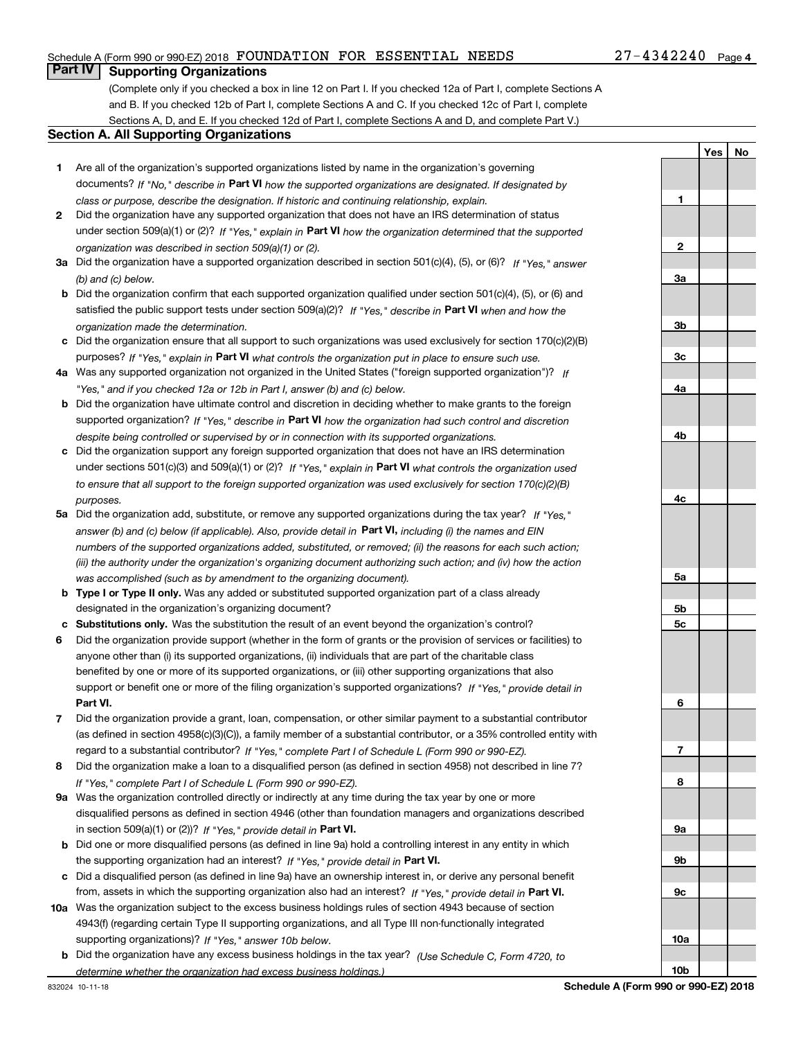Schedule A (Form 990 or 990-EZ) 2018 FOUNDATION FOR ESSENTIAL NEEDS 27-4342240 Page 4

## Part IV Supporting Organizations

(Complete only if you checked a box in line 12 on Part I. If you checked 12a of Part I, complete Sections A and B. If you checked 12b of Part I, complete Sections A and C. If you checked 12c of Part I, complete Sections A, D, and E. If you checked 12d of Part I, complete Sections A and D, and complete Part V.)

### Section A. All Supporting Organizations

| | | | Yes | No |
|---|---|---|---|---|
| **1** | Are all of the organization's supported organizations listed by name in the organization's governing documents? *If "No," describe in* **Part VI** *how the supported organizations are designated. If designated by class or purpose, describe the designation. If historic and continuing relationship, explain.* | **1** | | |
| **2** | Did the organization have any supported organization that does not have an IRS determination of status under section 509(a)(1) or (2)? *If "Yes," explain in* **Part VI** *how the organization determined that the supported organization was described in section 509(a)(1) or (2).* | **2** | | |
| **3a** | Did the organization have a supported organization described in section 501(c)(4), (5), or (6)? *If "Yes," answer (b) and (c) below.* | **3a** | | |
| **b** | Did the organization confirm that each supported organization qualified under section 501(c)(4), (5), or (6) and satisfied the public support tests under section 509(a)(2)? *If "Yes," describe in* **Part VI** *when and how the organization made the determination.* | **3b** | | |
| **c** | Did the organization ensure that all support to such organizations was used exclusively for section 170(c)(2)(B) purposes? *If "Yes," explain in* **Part VI** *what controls the organization put in place to ensure such use.* | **3c** | | |
| **4a** | Was any supported organization not organized in the United States ("foreign supported organization")? *If "Yes," and if you checked 12a or 12b in Part I, answer (b) and (c) below.* | **4a** | | |
| **b** | Did the organization have ultimate control and discretion in deciding whether to make grants to the foreign supported organization? *If "Yes," describe in* **Part VI** *how the organization had such control and discretion despite being controlled or supervised by or in connection with its supported organizations.* | **4b** | | |
| **c** | Did the organization support any foreign supported organization that does not have an IRS determination under sections 501(c)(3) and 509(a)(1) or (2)? *If "Yes," explain in* **Part VI** *what controls the organization used to ensure that all support to the foreign supported organization was used exclusively for section 170(c)(2)(B) purposes.* | **4c** | | |
| **5a** | Did the organization add, substitute, or remove any supported organizations during the tax year? *If "Yes," answer (b) and (c) below (if applicable). Also, provide detail in* **Part VI,** *including (i) the names and EIN numbers of the supported organizations added, substituted, or removed; (ii) the reasons for each such action; (iii) the authority under the organization's organizing document authorizing such action; and (iv) how the action was accomplished (such as by amendment to the organizing document).* | **5a** | | |
| **b** | **Type I or Type II only.** Was any added or substituted supported organization part of a class already designated in the organization's organizing document? | **5b** | | |
| **c** | **Substitutions only.** Was the substitution the result of an event beyond the organization's control? | **5c** | | |
| **6** | Did the organization provide support (whether in the form of grants or the provision of services or facilities) to anyone other than (i) its supported organizations, (ii) individuals that are part of the charitable class benefited by one or more of its supported organizations, or (iii) other supporting organizations that also support or benefit one or more of the filing organization's supported organizations? *If "Yes," provide detail in* **Part VI.** | **6** | | |
| **7** | Did the organization provide a grant, loan, compensation, or other similar payment to a substantial contributor (as defined in section 4958(c)(3)(C)), a family member of a substantial contributor, or a 35% controlled entity with regard to a substantial contributor? *If "Yes," complete Part I of Schedule L (Form 990 or 990-EZ).* | **7** | | |
| **8** | Did the organization make a loan to a disqualified person (as defined in section 4958) not described in line 7? *If "Yes," complete Part I of Schedule L (Form 990 or 990-EZ).* | **8** | | |
| **9a** | Was the organization controlled directly or indirectly at any time during the tax year by one or more disqualified persons as defined in section 4946 (other than foundation managers and organizations described in section 509(a)(1) or (2))? *If "Yes," provide detail in* **Part VI.** | **9a** | | |
| **b** | Did one or more disqualified persons (as defined in line 9a) hold a controlling interest in any entity in which the supporting organization had an interest? *If "Yes," provide detail in* **Part VI.** | **9b** | | |
| **c** | Did a disqualified person (as defined in line 9a) have an ownership interest in, or derive any personal benefit from, assets in which the supporting organization also had an interest? *If "Yes," provide detail in* **Part VI.** | **9c** | | |
| **10a** | Was the organization subject to the excess business holdings rules of section 4943 because of section 4943(f) (regarding certain Type II supporting organizations, and all Type III non-functionally integrated supporting organizations)? *If "Yes," answer 10b below.* | **10a** | | |
| **b** | Did the organization have any excess business holdings in the tax year? *(Use Schedule C, Form 4720, to determine whether the organization had excess business holdings.)* | **10b** | | |

832024 10-11-18 **Schedule A (Form 990 or 990-EZ) 2018**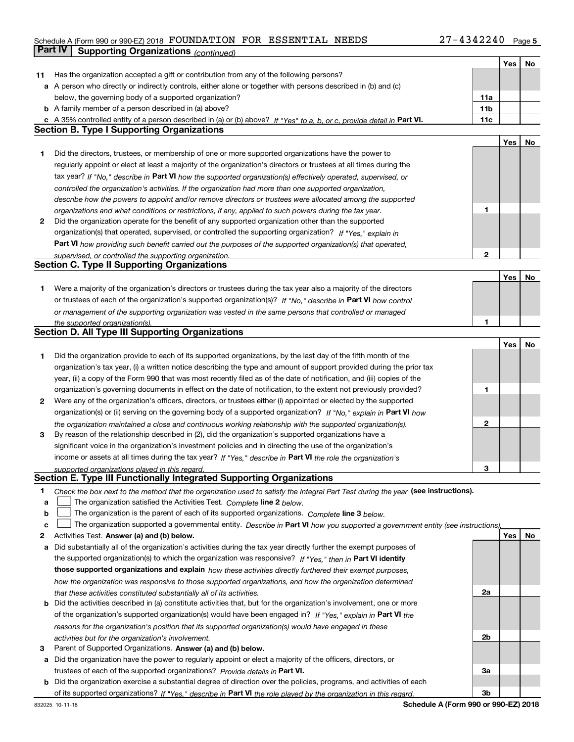Schedule A (Form 990 or 990-EZ) 2018 FOUNDATION FOR ESSENTIAL NEEDS 27-4342240 Page 5

**Part IV | Supporting Organizations** *(continued)*

| | | | Yes | No |
|---|---|---|---|---|
| **11** | Has the organization accepted a gift or contribution from any of the following persons? | | | |
| **a** | A person who directly or indirectly controls, either alone or together with persons described in (b) and (c) below, the governing body of a supported organization? | **11a** | | |
| **b** | A family member of a person described in (a) above? | **11b** | | |
| **c** | A 35% controlled entity of a person described in (a) or (b) above? *If "Yes" to a, b, or c, provide detail in* **Part VI.** | **11c** | | |

## Section B. Type I Supporting Organizations

| | | | Yes | No |
|---|---|---|---|---|
| **1** | Did the directors, trustees, or membership of one or more supported organizations have the power to regularly appoint or elect at least a majority of the organization's directors or trustees at all times during the tax year? *If "No," describe in* **Part VI** *how the supported organization(s) effectively operated, supervised, or controlled the organization's activities. If the organization had more than one supported organization, describe how the powers to appoint and/or remove directors or trustees were allocated among the supported organizations and what conditions or restrictions, if any, applied to such powers during the tax year.* | **1** | | |
| **2** | Did the organization operate for the benefit of any supported organization other than the supported organization(s) that operated, supervised, or controlled the supporting organization? *If "Yes," explain in* **Part VI** *how providing such benefit carried out the purposes of the supported organization(s) that operated, supervised, or controlled the supporting organization.* | **2** | | |

## Section C. Type II Supporting Organizations

| | | | Yes | No |
|---|---|---|---|---|
| **1** | Were a majority of the organization's directors or trustees during the tax year also a majority of the directors or trustees of each of the organization's supported organization(s)? *If "No," describe in* **Part VI** *how control or management of the supporting organization was vested in the same persons that controlled or managed the supported organization(s).* | **1** | | |

## Section D. All Type III Supporting Organizations

| | | | Yes | No |
|---|---|---|---|---|
| **1** | Did the organization provide to each of its supported organizations, by the last day of the fifth month of the organization's tax year, (i) a written notice describing the type and amount of support provided during the prior tax year, (ii) a copy of the Form 990 that was most recently filed as of the date of notification, and (iii) copies of the organization's governing documents in effect on the date of notification, to the extent not previously provided? | **1** | | |
| **2** | Were any of the organization's officers, directors, or trustees either (i) appointed or elected by the supported organization(s) or (ii) serving on the governing body of a supported organization? *If "No," explain in* **Part VI** *how the organization maintained a close and continuous working relationship with the supported organization(s).* | **2** | | |
| **3** | By reason of the relationship described in (2), did the organization's supported organizations have a significant voice in the organization's investment policies and in directing the use of the organization's income or assets at all times during the tax year? *If "Yes," describe in* **Part VI** *the role the organization's supported organizations played in this regard.* | **3** | | |

## Section E. Type III Functionally Integrated Supporting Organizations

**1** *Check the box next to the method that the organization used to satisfy the Integral Part Test during the year* **(see instructions).**

- **a** ☐ The organization satisfied the Activities Test. *Complete* **line 2** *below.*
- **b** ☐ The organization is the parent of each of its supported organizations. *Complete* **line 3** *below.*
- **c** ☐ The organization supported a governmental entity. *Describe in* **Part VI** *how you supported a government entity (see instructions).*

| | | | Yes | No |
|---|---|---|---|---|
| **2** | Activities Test. **Answer (a) and (b) below.** | | | |
| **a** | Did substantially all of the organization's activities during the tax year directly further the exempt purposes of the supported organization(s) to which the organization was responsive? *If "Yes," then in* **Part VI identify those supported organizations and explain** *how these activities directly furthered their exempt purposes, how the organization was responsive to those supported organizations, and how the organization determined that these activities constituted substantially all of its activities.* | **2a** | | |
| **b** | Did the activities described in (a) constitute activities that, but for the organization's involvement, one or more of the organization's supported organization(s) would have been engaged in? *If "Yes," explain in* **Part VI** *the reasons for the organization's position that its supported organization(s) would have engaged in these activities but for the organization's involvement.* | **2b** | | |
| **3** | Parent of Supported Organizations. **Answer (a) and (b) below.** | | | |
| **a** | Did the organization have the power to regularly appoint or elect a majority of the officers, directors, or trustees of each of the supported organizations? *Provide details in* **Part VI.** | **3a** | | |
| **b** | Did the organization exercise a substantial degree of direction over the policies, programs, and activities of each of its supported organizations? *If "Yes," describe in* **Part VI** *the role played by the organization in this regard.* | **3b** | | |

832025 10-11-18 **Schedule A (Form 990 or 990-EZ) 2018**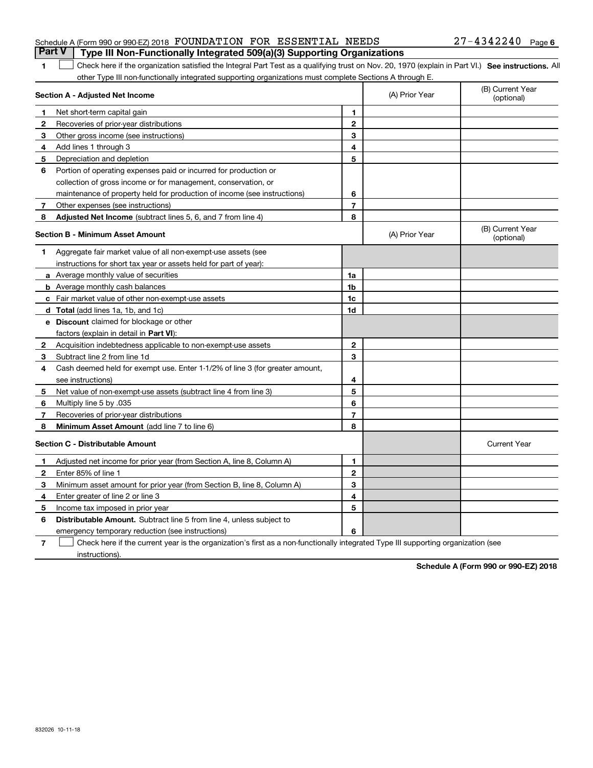Schedule A (Form 990 or 990-EZ) 2018 FOUNDATION FOR ESSENTIAL NEEDS 27-4342240 Page 6

**Part V | Type III Non-Functionally Integrated 509(a)(3) Supporting Organizations**

1 ☐ Check here if the organization satisfied the Integral Part Test as a qualifying trust on Nov. 20, 1970 (explain in Part VI.) **See instructions.** All other Type III non-functionally integrated supporting organizations must complete Sections A through E.

| **Section A - Adjusted Net Income** | | (A) Prior Year | (B) Current Year (optional) |
|---|---|---|---|
| **1** Net short-term capital gain | 1 | | |
| **2** Recoveries of prior-year distributions | 2 | | |
| **3** Other gross income (see instructions) | 3 | | |
| **4** Add lines 1 through 3 | 4 | | |
| **5** Depreciation and depletion | 5 | | |
| **6** Portion of operating expenses paid or incurred for production or collection of gross income or for management, conservation, or maintenance of property held for production of income (see instructions) | 6 | | |
| **7** Other expenses (see instructions) | 7 | | |
| **8** **Adjusted Net Income** (subtract lines 5, 6, and 7 from line 4) | 8 | | |

| **Section B - Minimum Asset Amount** | | (A) Prior Year | (B) Current Year (optional) |
|---|---|---|---|
| **1** Aggregate fair market value of all non-exempt-use assets (see instructions for short tax year or assets held for part of year): | | | |
| **a** Average monthly value of securities | 1a | | |
| **b** Average monthly cash balances | 1b | | |
| **c** Fair market value of other non-exempt-use assets | 1c | | |
| **d** **Total** (add lines 1a, 1b, and 1c) | 1d | | |
| **e** **Discount** claimed for blockage or other factors (explain in detail in **Part VI**): | | | |
| **2** Acquisition indebtedness applicable to non-exempt-use assets | 2 | | |
| **3** Subtract line 2 from line 1d | 3 | | |
| **4** Cash deemed held for exempt use. Enter 1-1/2% of line 3 (for greater amount, see instructions) | 4 | | |
| **5** Net value of non-exempt-use assets (subtract line 4 from line 3) | 5 | | |
| **6** Multiply line 5 by .035 | 6 | | |
| **7** Recoveries of prior-year distributions | 7 | | |
| **8** **Minimum Asset Amount** (add line 7 to line 6) | 8 | | |

| **Section C - Distributable Amount** | | | Current Year |
|---|---|---|---|
| **1** Adjusted net income for prior year (from Section A, line 8, Column A) | 1 | | |
| **2** Enter 85% of line 1 | 2 | | |
| **3** Minimum asset amount for prior year (from Section B, line 8, Column A) | 3 | | |
| **4** Enter greater of line 2 or line 3 | 4 | | |
| **5** Income tax imposed in prior year | 5 | | |
| **6** **Distributable Amount.** Subtract line 5 from line 4, unless subject to emergency temporary reduction (see instructions) | 6 | | |

7 ☐ Check here if the current year is the organization's first as a non-functionally integrated Type III supporting organization (see instructions).

**Schedule A (Form 990 or 990-EZ) 2018**

832026 10-11-18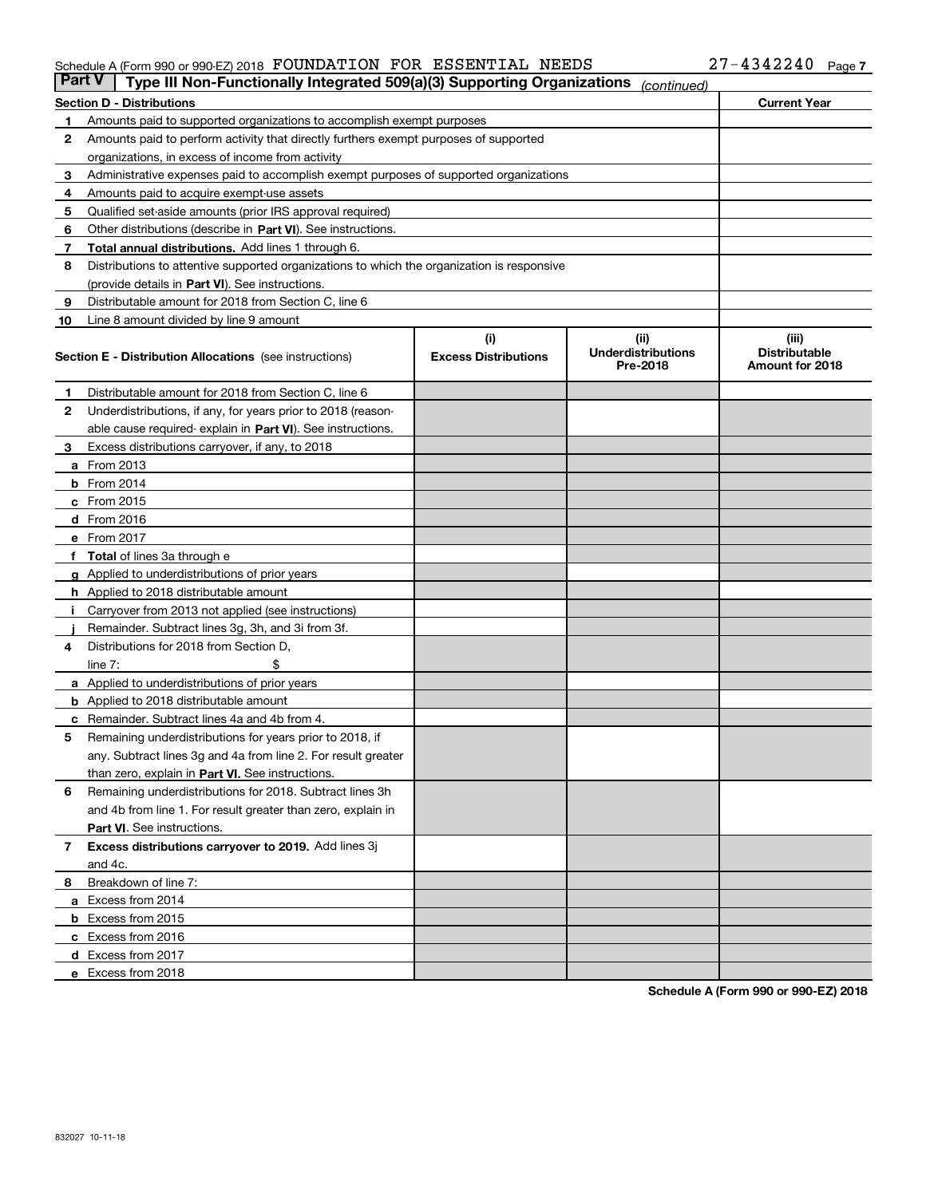Schedule A (Form 990 or 990-EZ) 2018 FOUNDATION FOR ESSENTIAL NEEDS 27-4342240 Page 7

## Part V Type III Non-Functionally Integrated 509(a)(3) Supporting Organizations *(continued)*

| **Section D - Distributions** | | **Current Year** |
|---|---|---|
| 1 | Amounts paid to supported organizations to accomplish exempt purposes | |
| 2 | Amounts paid to perform activity that directly furthers exempt purposes of supported organizations, in excess of income from activity | |
| 3 | Administrative expenses paid to accomplish exempt purposes of supported organizations | |
| 4 | Amounts paid to acquire exempt-use assets | |
| 5 | Qualified set-aside amounts (prior IRS approval required) | |
| 6 | Other distributions (describe in **Part VI**). See instructions. | |
| 7 | **Total annual distributions.** Add lines 1 through 6. | |
| 8 | Distributions to attentive supported organizations to which the organization is responsive (provide details in **Part VI**). See instructions. | |
| 9 | Distributable amount for 2018 from Section C, line 6 | |
| 10 | Line 8 amount divided by line 9 amount | |

| **Section E - Distribution Allocations** (see instructions) | (i) Excess Distributions | (ii) Underdistributions Pre-2018 | (iii) Distributable Amount for 2018 |
|---|---|---|---|
| **1** Distributable amount for 2018 from Section C, line 6 | | | |
| **2** Underdistributions, if any, for years prior to 2018 (reasonable cause required- explain in **Part VI**). See instructions. | | | |
| **3** Excess distributions carryover, if any, to 2018 | | | |
| **a** From 2013 | | | |
| **b** From 2014 | | | |
| **c** From 2015 | | | |
| **d** From 2016 | | | |
| **e** From 2017 | | | |
| **f Total** of lines 3a through e | | | |
| **g** Applied to underdistributions of prior years | | | |
| **h** Applied to 2018 distributable amount | | | |
| **i** Carryover from 2013 not applied (see instructions) | | | |
| **j** Remainder. Subtract lines 3g, 3h, and 3i from 3f. | | | |
| **4** Distributions for 2018 from Section D, line 7: $ | | | |
| **a** Applied to underdistributions of prior years | | | |
| **b** Applied to 2018 distributable amount | | | |
| **c** Remainder. Subtract lines 4a and 4b from 4. | | | |
| **5** Remaining underdistributions for years prior to 2018, if any. Subtract lines 3g and 4a from line 2. For result greater than zero, explain in **Part VI.** See instructions. | | | |
| **6** Remaining underdistributions for 2018. Subtract lines 3h and 4b from line 1. For result greater than zero, explain in **Part VI**. See instructions. | | | |
| **7 Excess distributions carryover to 2019.** Add lines 3j and 4c. | | | |
| **8** Breakdown of line 7: | | | |
| **a** Excess from 2014 | | | |
| **b** Excess from 2015 | | | |
| **c** Excess from 2016 | | | |
| **d** Excess from 2017 | | | |
| **e** Excess from 2018 | | | |

**Schedule A (Form 990 or 990-EZ) 2018**

832027 10-11-18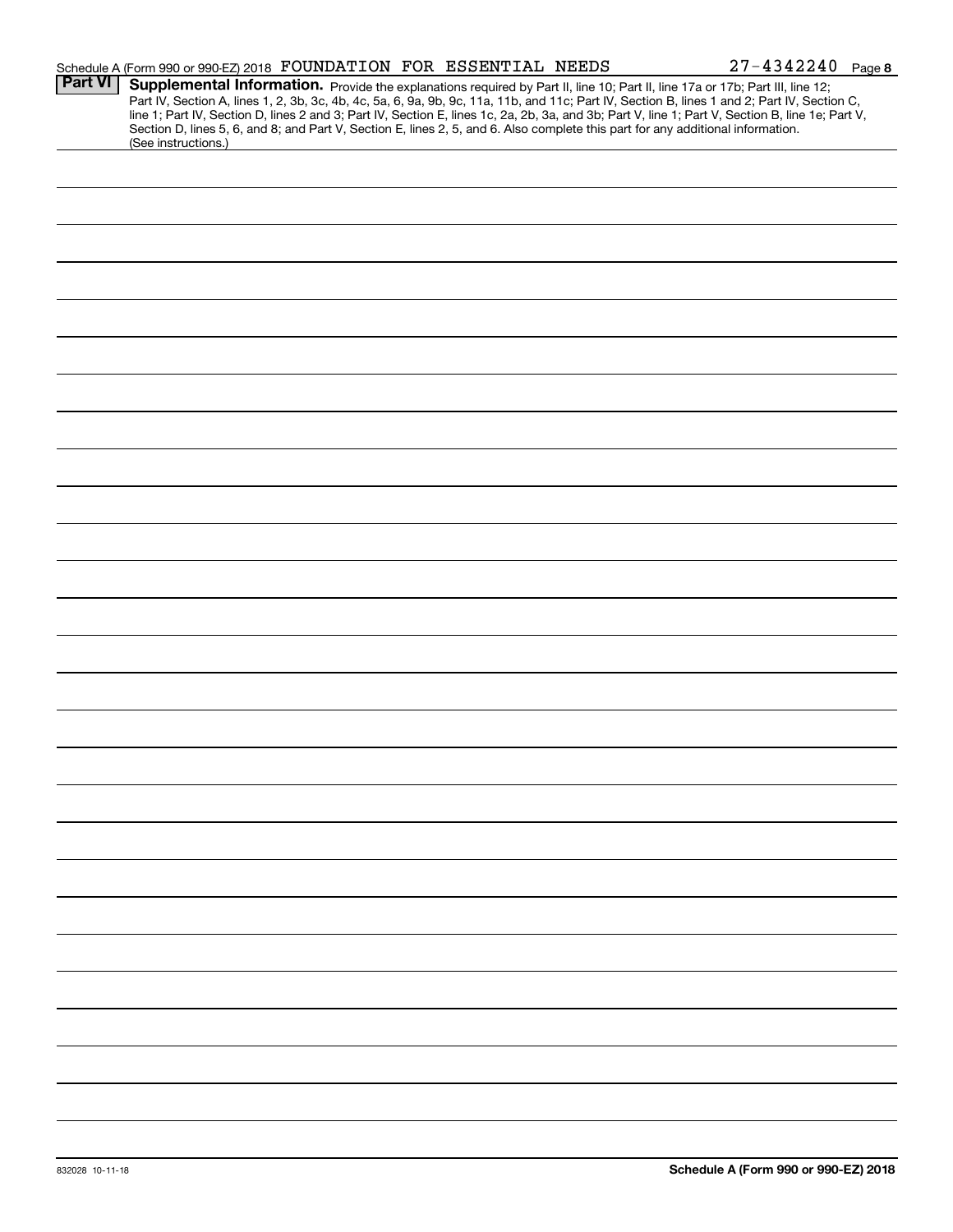Schedule A (Form 990 or 990-EZ) 2018 FOUNDATION FOR ESSENTIAL NEEDS 27-4342240 Page 8

## Part VI Supplemental Information.

Provide the explanations required by Part II, line 10; Part II, line 17a or 17b; Part III, line 12; Part IV, Section A, lines 1, 2, 3b, 3c, 4b, 4c, 5a, 6, 9a, 9b, 9c, 11a, 11b, and 11c; Part IV, Section B, lines 1 and 2; Part IV, Section C, line 1; Part IV, Section D, lines 2 and 3; Part IV, Section E, lines 1c, 2a, 2b, 3a, and 3b; Part V, line 1; Part V, Section B, line 1e; Part V, Section D, lines 5, 6, and 8; and Part V, Section E, lines 2, 5, and 6. Also complete this part for any additional information. (See instructions.)

832028 10-11-18

Schedule A (Form 990 or 990-EZ) 2018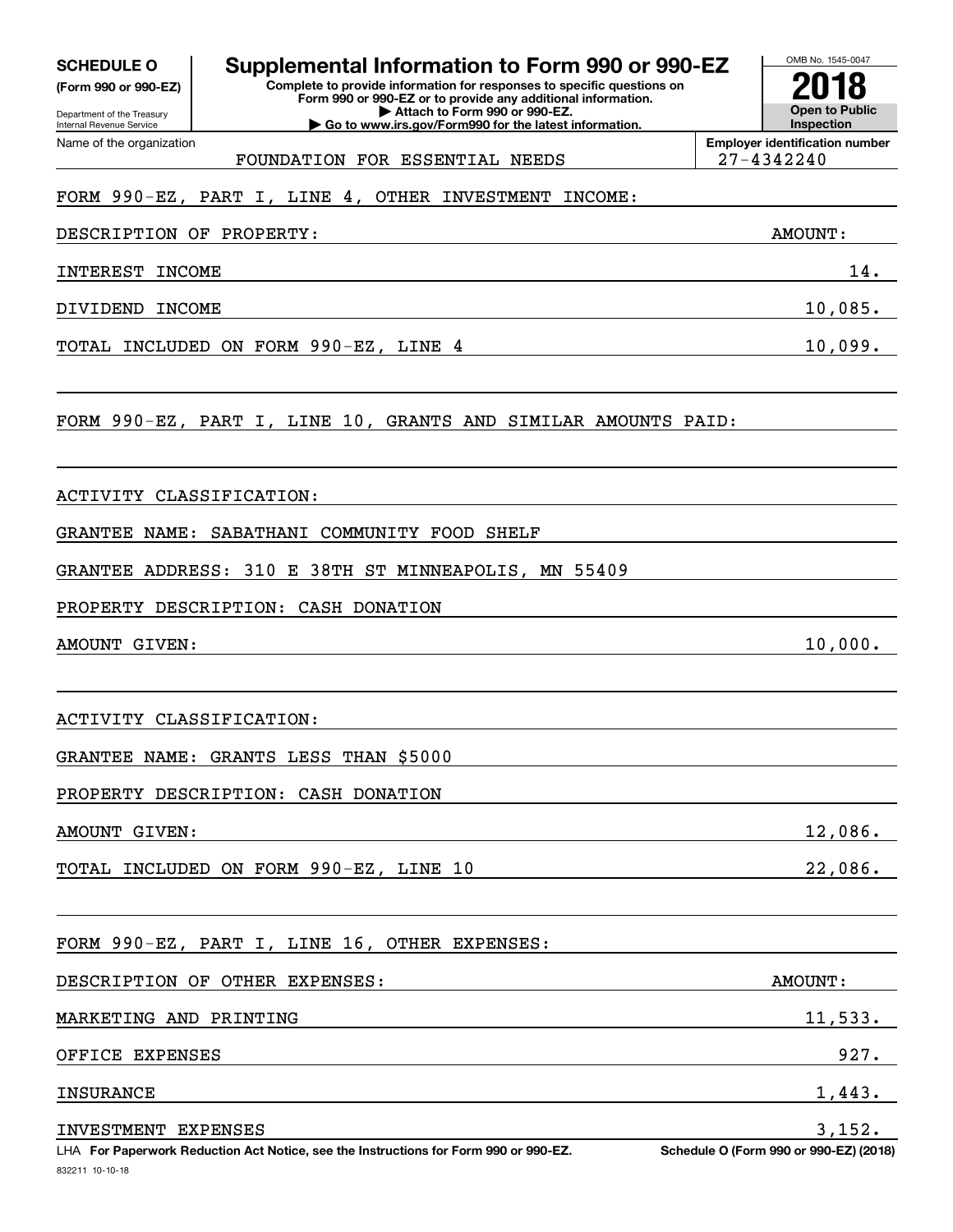**SCHEDULE O**
**(Form 990 or 990-EZ)**

Department of the Treasury
Internal Revenue Service

# Supplemental Information to Form 990 or 990-EZ

**Complete to provide information for responses to specific questions on Form 990 or 990-EZ or to provide any additional information.**
**▶ Attach to Form 990 or 990-EZ.**
**▶ Go to www.irs.gov/Form990 for the latest information.**

OMB No. 1545-0047
**2018**
**Open to Public Inspection**

Name of the organization: FOUNDATION FOR ESSENTIAL NEEDS

**Employer identification number:** 27-4342240

FORM 990-EZ, PART I, LINE 4, OTHER INVESTMENT INCOME:

| DESCRIPTION OF PROPERTY: | AMOUNT: |
|---|---|
| INTEREST INCOME | 14. |
| DIVIDEND INCOME | 10,085. |
| TOTAL INCLUDED ON FORM 990-EZ, LINE 4 | 10,099. |

FORM 990-EZ, PART I, LINE 10, GRANTS AND SIMILAR AMOUNTS PAID:

ACTIVITY CLASSIFICATION:

GRANTEE NAME: SABATHANI COMMUNITY FOOD SHELF

GRANTEE ADDRESS: 310 E 38TH ST MINNEAPOLIS, MN 55409

PROPERTY DESCRIPTION: CASH DONATION

AMOUNT GIVEN: 10,000.

ACTIVITY CLASSIFICATION:

GRANTEE NAME: GRANTS LESS THAN $5000

PROPERTY DESCRIPTION: CASH DONATION

AMOUNT GIVEN: 12,086.

TOTAL INCLUDED ON FORM 990-EZ, LINE 10: 22,086.

FORM 990-EZ, PART I, LINE 16, OTHER EXPENSES:

| DESCRIPTION OF OTHER EXPENSES: | AMOUNT: |
|---|---|
| MARKETING AND PRINTING | 11,533. |
| OFFICE EXPENSES | 927. |
| INSURANCE | 1,443. |
| INVESTMENT EXPENSES | 3,152. |

LHA **For Paperwork Reduction Act Notice, see the Instructions for Form 990 or 990-EZ.** **Schedule O (Form 990 or 990-EZ) (2018)**

832211 10-10-18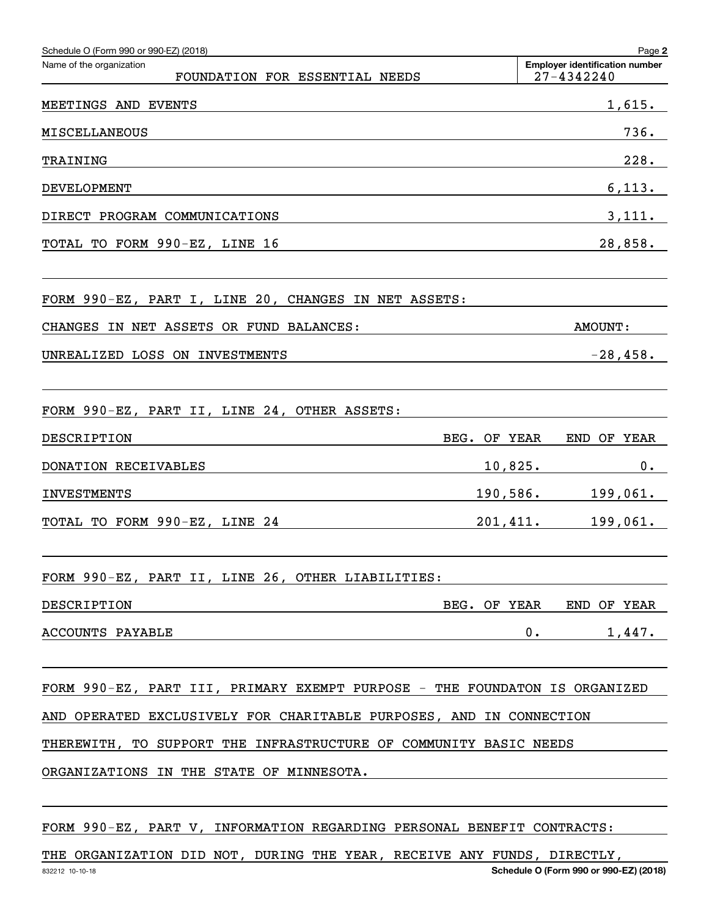Schedule O (Form 990 or 990-EZ) (2018)

Name of the organization: FOUNDATION FOR ESSENTIAL NEEDS

Employer identification number: 27-4342240

| | |
|---|---|
| MEETINGS AND EVENTS | 1,615. |
| MISCELLANEOUS | 736. |
| TRAINING | 228. |
| DEVELOPMENT | 6,113. |
| DIRECT PROGRAM COMMUNICATIONS | 3,111. |
| TOTAL TO FORM 990-EZ, LINE 16 | 28,858. |

FORM 990-EZ, PART I, LINE 20, CHANGES IN NET ASSETS:

| CHANGES IN NET ASSETS OR FUND BALANCES: | AMOUNT: |
|---|---|
| UNREALIZED LOSS ON INVESTMENTS | -28,458. |

FORM 990-EZ, PART II, LINE 24, OTHER ASSETS:

| DESCRIPTION | BEG. OF YEAR | END OF YEAR |
|---|---|---|
| DONATION RECEIVABLES | 10,825. | 0. |
| INVESTMENTS | 190,586. | 199,061. |
| TOTAL TO FORM 990-EZ, LINE 24 | 201,411. | 199,061. |

FORM 990-EZ, PART II, LINE 26, OTHER LIABILITIES:

| DESCRIPTION | BEG. OF YEAR | END OF YEAR |
|---|---|---|
| ACCOUNTS PAYABLE | 0. | 1,447. |

FORM 990-EZ, PART III, PRIMARY EXEMPT PURPOSE - THE FOUNDATON IS ORGANIZED AND OPERATED EXCLUSIVELY FOR CHARITABLE PURPOSES, AND IN CONNECTION THEREWITH, TO SUPPORT THE INFRASTRUCTURE OF COMMUNITY BASIC NEEDS ORGANIZATIONS IN THE STATE OF MINNESOTA.

FORM 990-EZ, PART V, INFORMATION REGARDING PERSONAL BENEFIT CONTRACTS:

THE ORGANIZATION DID NOT, DURING THE YEAR, RECEIVE ANY FUNDS, DIRECTLY,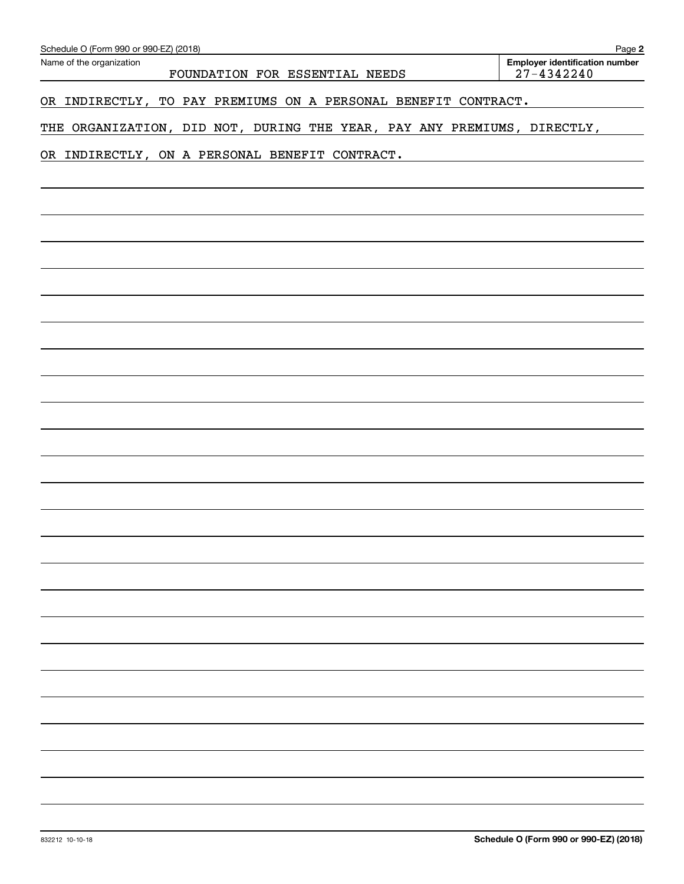Name of the organization: FOUNDATION FOR ESSENTIAL NEEDS

Employer identification number: 27-4342240

OR INDIRECTLY, TO PAY PREMIUMS ON A PERSONAL BENEFIT CONTRACT.

THE ORGANIZATION, DID NOT, DURING THE YEAR, PAY ANY PREMIUMS, DIRECTLY, OR INDIRECTLY, ON A PERSONAL BENEFIT CONTRACT.